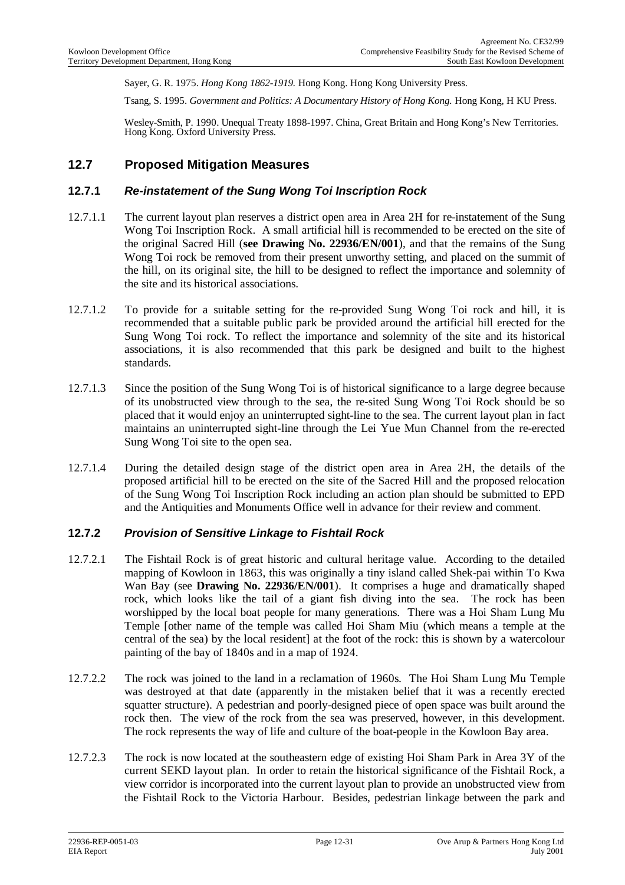Sayer, G. R. 1975. *Hong Kong 1862-1919.* Hong Kong. Hong Kong University Press.

Tsang, S. 1995. *Government and Politics: A Documentary History of Hong Kong.* Hong Kong, H KU Press.

Wesley-Smith, P. 1990. Unequal Treaty 1898-1997. China, Great Britain and Hong Kong's New Territories. Hong Kong. Oxford University Press.

## 12.7 Proposed Mitigation Measures

### 12.7.1 *Re-instatement of the Sung Wong Toi Inscription Rock*

12.7.1.1 The current layout plan reserves a district open area in Area 2H for re-instatement of the Sung Wong Toi Inscription Rock. A small artificial hill is recommended to be erected on the site of the original Sacred Hill (**see Drawing No. 22936/EN/001**), and that the remains of the Sung Wong Toi rock be removed from their present unworthy setting, and placed on the summit of the hill, on its original site, the hill to be designed to reflect the importance and solemnity of the site and its historical associations.

12.7.1.2 To provide for a suitable setting for the re-provided Sung Wong Toi rock and hill, it is recommended that a suitable public park be provided around the artificial hill erected for the Sung Wong Toi rock. To reflect the importance and solemnity of the site and its historical associations, it is also recommended that this park be designed and built to the highest standards.

12.7.1.3 Since the position of the Sung Wong Toi is of historical significance to a large degree because of its unobstructed view through to the sea, the re-sited Sung Wong Toi Rock should be so placed that it would enjoy an uninterrupted sight-line to the sea. The current layout plan in fact maintains an uninterrupted sight-line through the Lei Yue Mun Channel from the re-erected Sung Wong Toi site to the open sea.

12.7.1.4 During the detailed design stage of the district open area in Area 2H, the details of the proposed artificial hill to be erected on the site of the Sacred Hill and the proposed relocation of the Sung Wong Toi Inscription Rock including an action plan should be submitted to EPD and the Antiquities and Monuments Office well in advance for their review and comment.

### 12.7.2 *Provision of Sensitive Linkage to Fishtail Rock*

12.7.2.1 The Fishtail Rock is of great historic and cultural heritage value. According to the detailed mapping of Kowloon in 1863, this was originally a tiny island called Shek-pai within To Kwa Wan Bay (see **Drawing No. 22936/EN/001**). It comprises a huge and dramatically shaped rock, which looks like the tail of a giant fish diving into the sea. The rock has been worshipped by the local boat people for many generations. There was a Hoi Sham Lung Mu Temple [other name of the temple was called Hoi Sham Miu (which means a temple at the central of the sea) by the local resident] at the foot of the rock: this is shown by a watercolour painting of the bay of 1840s and in a map of 1924.

12.7.2.2 The rock was joined to the land in a reclamation of 1960s. The Hoi Sham Lung Mu Temple was destroyed at that date (apparently in the mistaken belief that it was a recently erected squatter structure). A pedestrian and poorly-designed piece of open space was built around the rock then. The view of the rock from the sea was preserved, however, in this development. The rock represents the way of life and culture of the boat-people in the Kowloon Bay area.

12.7.2.3 The rock is now located at the southeastern edge of existing Hoi Sham Park in Area 3Y of the current SEKD layout plan. In order to retain the historical significance of the Fishtail Rock, a view corridor is incorporated into the current layout plan to provide an unobstructed view from the Fishtail Rock to the Victoria Harbour. Besides, pedestrian linkage between the park and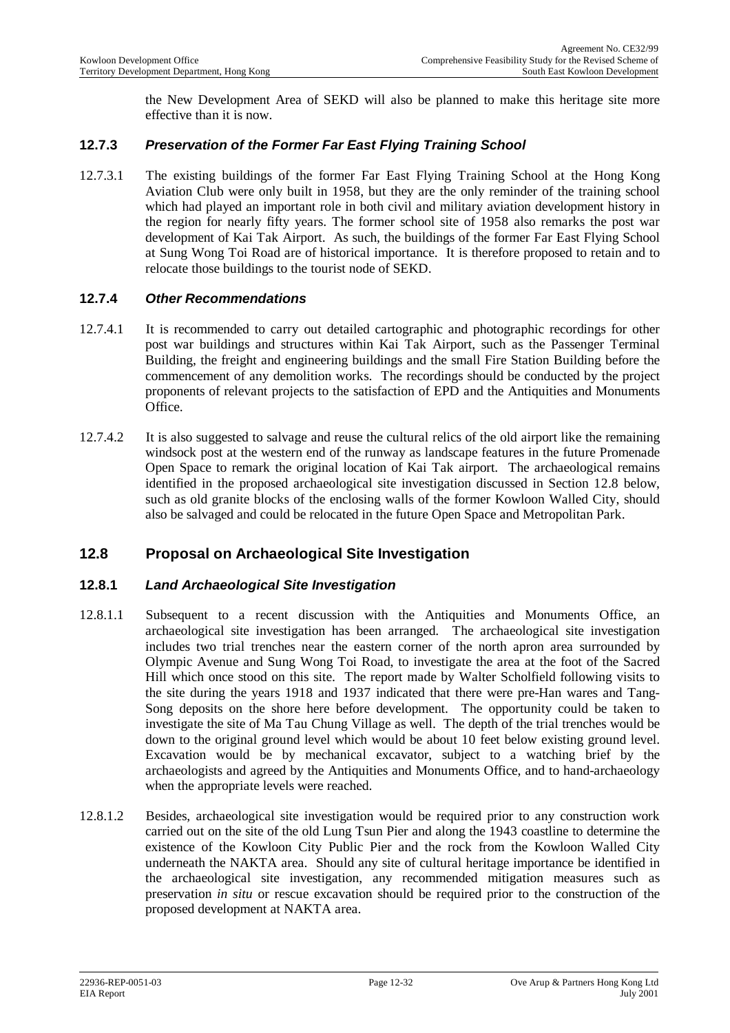the New Development Area of SEKD will also be planned to make this heritage site more effective than it is now.

### 12.7.3 *Preservation of the Former Far East Flying Training School*

12.7.3.1 The existing buildings of the former Far East Flying Training School at the Hong Kong Aviation Club were only built in 1958, but they are the only reminder of the training school which had played an important role in both civil and military aviation development history in the region for nearly fifty years. The former school site of 1958 also remarks the post war development of Kai Tak Airport. As such, the buildings of the former Far East Flying School at Sung Wong Toi Road are of historical importance. It is therefore proposed to retain and to relocate those buildings to the tourist node of SEKD.

### 12.7.4 *Other Recommendations*

12.7.4.1 It is recommended to carry out detailed cartographic and photographic recordings for other post war buildings and structures within Kai Tak Airport, such as the Passenger Terminal Building, the freight and engineering buildings and the small Fire Station Building before the commencement of any demolition works. The recordings should be conducted by the project proponents of relevant projects to the satisfaction of EPD and the Antiquities and Monuments Office.

12.7.4.2 It is also suggested to salvage and reuse the cultural relics of the old airport like the remaining windsock post at the western end of the runway as landscape features in the future Promenade Open Space to remark the original location of Kai Tak airport. The archaeological remains identified in the proposed archaeological site investigation discussed in Section 12.8 below, such as old granite blocks of the enclosing walls of the former Kowloon Walled City, should also be salvaged and could be relocated in the future Open Space and Metropolitan Park.

## 12.8 Proposal on Archaeological Site Investigation

### 12.8.1 *Land Archaeological Site Investigation*

12.8.1.1 Subsequent to a recent discussion with the Antiquities and Monuments Office, an archaeological site investigation has been arranged. The archaeological site investigation includes two trial trenches near the eastern corner of the north apron area surrounded by Olympic Avenue and Sung Wong Toi Road, to investigate the area at the foot of the Sacred Hill which once stood on this site. The report made by Walter Scholfield following visits to the site during the years 1918 and 1937 indicated that there were pre-Han wares and Tang-Song deposits on the shore here before development. The opportunity could be taken to investigate the site of Ma Tau Chung Village as well. The depth of the trial trenches would be down to the original ground level which would be about 10 feet below existing ground level. Excavation would be by mechanical excavator, subject to a watching brief by the archaeologists and agreed by the Antiquities and Monuments Office, and to hand-archaeology when the appropriate levels were reached.

12.8.1.2 Besides, archaeological site investigation would be required prior to any construction work carried out on the site of the old Lung Tsun Pier and along the 1943 coastline to determine the existence of the Kowloon City Public Pier and the rock from the Kowloon Walled City underneath the NAKTA area. Should any site of cultural heritage importance be identified in the archaeological site investigation, any recommended mitigation measures such as preservation *in situ* or rescue excavation should be required prior to the construction of the proposed development at NAKTA area.